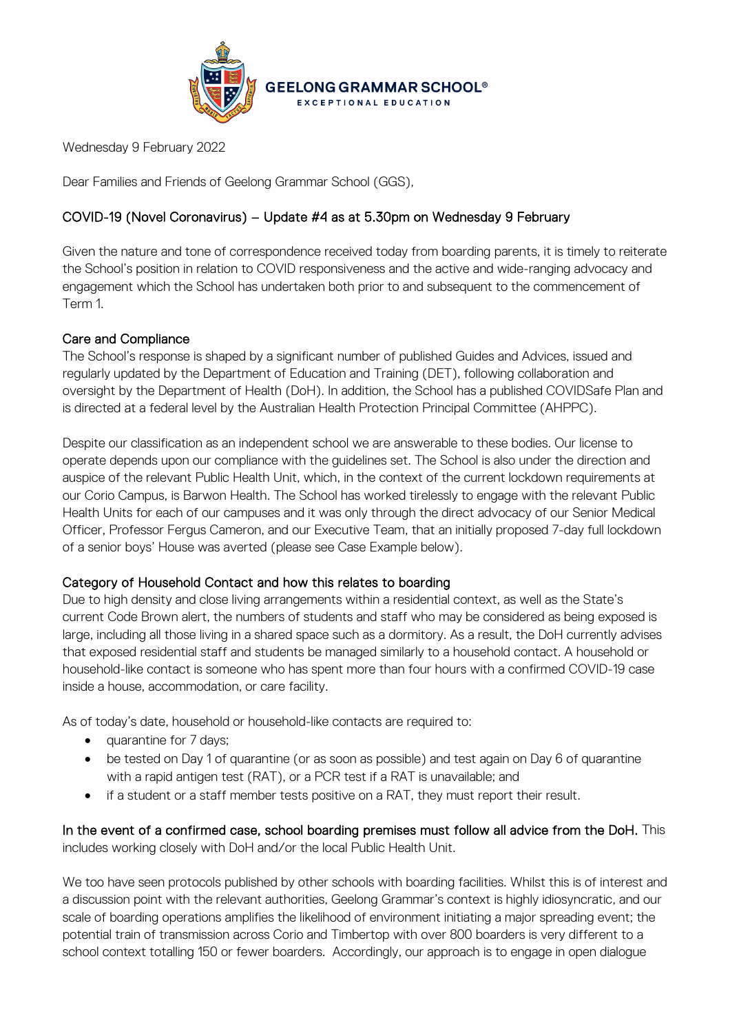GEELONG GRAMMAR SCHOOL®
EXCEPTIONAL EDUCATION

Wednesday 9 February 2022

Dear Families and Friends of Geelong Grammar School (GGS),

## COVID-19 (Novel Coronavirus) – Update #4 as at 5.30pm on Wednesday 9 February

Given the nature and tone of correspondence received today from boarding parents, it is timely to reiterate the School's position in relation to COVID responsiveness and the active and wide-ranging advocacy and engagement which the School has undertaken both prior to and subsequent to the commencement of Term 1.

### Care and Compliance

The School's response is shaped by a significant number of published Guides and Advices, issued and regularly updated by the Department of Education and Training (DET), following collaboration and oversight by the Department of Health (DoH). In addition, the School has a published COVIDSafe Plan and is directed at a federal level by the Australian Health Protection Principal Committee (AHPPC).

Despite our classification as an independent school we are answerable to these bodies. Our license to operate depends upon our compliance with the guidelines set. The School is also under the direction and auspice of the relevant Public Health Unit, which, in the context of the current lockdown requirements at our Corio Campus, is Barwon Health. The School has worked tirelessly to engage with the relevant Public Health Units for each of our campuses and it was only through the direct advocacy of our Senior Medical Officer, Professor Fergus Cameron, and our Executive Team, that an initially proposed 7-day full lockdown of a senior boys' House was averted (please see Case Example below).

### Category of Household Contact and how this relates to boarding

Due to high density and close living arrangements within a residential context, as well as the State's current Code Brown alert, the numbers of students and staff who may be considered as being exposed is large, including all those living in a shared space such as a dormitory. As a result, the DoH currently advises that exposed residential staff and students be managed similarly to a household contact. A household or household-like contact is someone who has spent more than four hours with a confirmed COVID-19 case inside a house, accommodation, or care facility.

As of today's date, household or household-like contacts are required to:

- quarantine for 7 days;
- be tested on Day 1 of quarantine (or as soon as possible) and test again on Day 6 of quarantine with a rapid antigen test (RAT), or a PCR test if a RAT is unavailable; and
- if a student or a staff member tests positive on a RAT, they must report their result.

**In the event of a confirmed case, school boarding premises must follow all advice from the DoH.** This includes working closely with DoH and/or the local Public Health Unit.

We too have seen protocols published by other schools with boarding facilities. Whilst this is of interest and a discussion point with the relevant authorities, Geelong Grammar's context is highly idiosyncratic, and our scale of boarding operations amplifies the likelihood of environment initiating a major spreading event; the potential train of transmission across Corio and Timbertop with over 800 boarders is very different to a school context totalling 150 or fewer boarders. Accordingly, our approach is to engage in open dialogue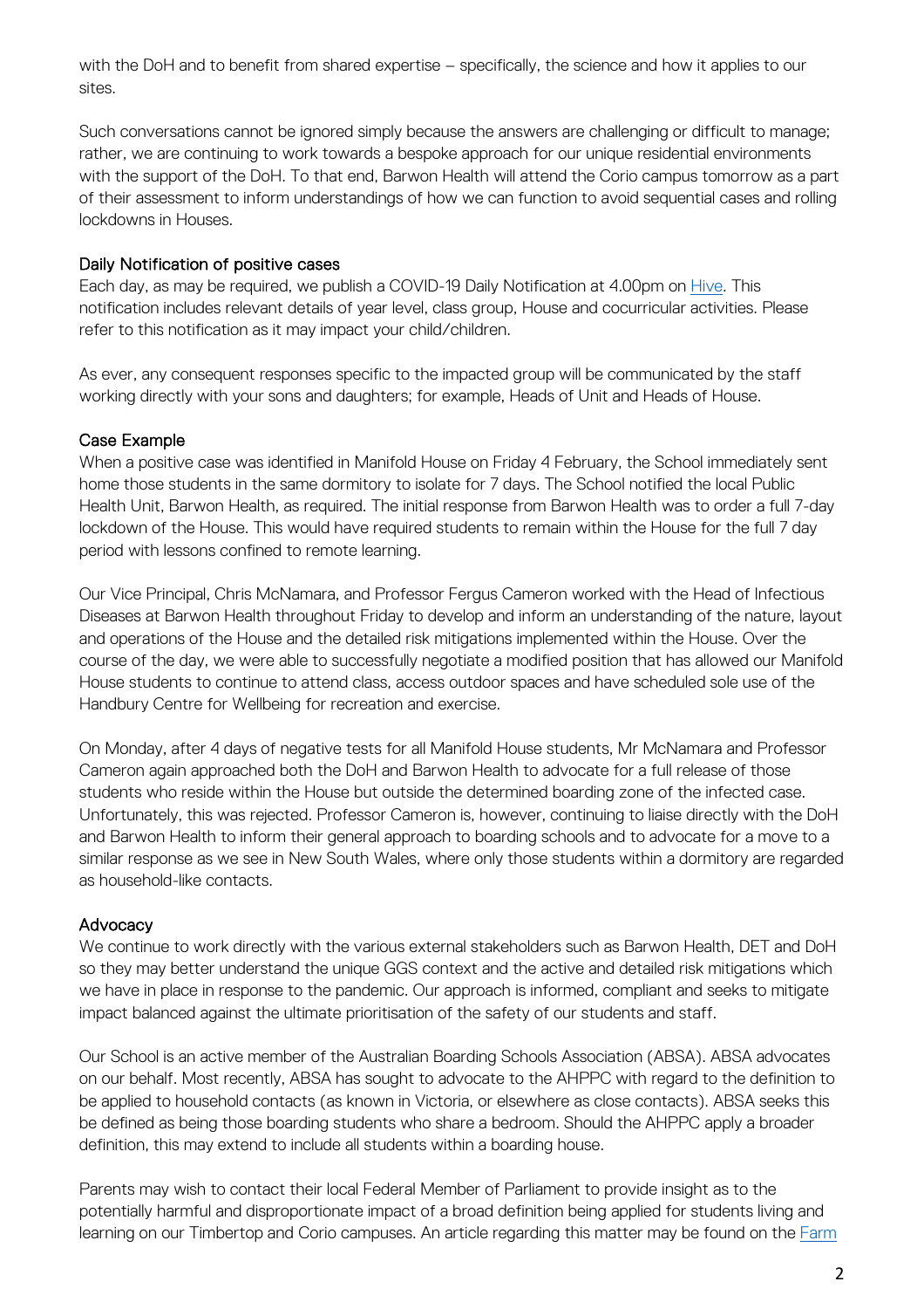with the DoH and to benefit from shared expertise – specifically, the science and how it applies to our sites.

Such conversations cannot be ignored simply because the answers are challenging or difficult to manage; rather, we are continuing to work towards a bespoke approach for our unique residential environments with the support of the DoH. To that end, Barwon Health will attend the Corio campus tomorrow as a part of their assessment to inform understandings of how we can function to avoid sequential cases and rolling lockdowns in Houses.

## Daily Notification of positive cases

Each day, as may be required, we publish a COVID-19 Daily Notification at 4.00pm on Hive. This notification includes relevant details of year level, class group, House and cocurricular activities. Please refer to this notification as it may impact your child/children.

As ever, any consequent responses specific to the impacted group will be communicated by the staff working directly with your sons and daughters; for example, Heads of Unit and Heads of House.

## Case Example

When a positive case was identified in Manifold House on Friday 4 February, the School immediately sent home those students in the same dormitory to isolate for 7 days. The School notified the local Public Health Unit, Barwon Health, as required. The initial response from Barwon Health was to order a full 7-day lockdown of the House. This would have required students to remain within the House for the full 7 day period with lessons confined to remote learning.

Our Vice Principal, Chris McNamara, and Professor Fergus Cameron worked with the Head of Infectious Diseases at Barwon Health throughout Friday to develop and inform an understanding of the nature, layout and operations of the House and the detailed risk mitigations implemented within the House. Over the course of the day, we were able to successfully negotiate a modified position that has allowed our Manifold House students to continue to attend class, access outdoor spaces and have scheduled sole use of the Handbury Centre for Wellbeing for recreation and exercise.

On Monday, after 4 days of negative tests for all Manifold House students, Mr McNamara and Professor Cameron again approached both the DoH and Barwon Health to advocate for a full release of those students who reside within the House but outside the determined boarding zone of the infected case. Unfortunately, this was rejected. Professor Cameron is, however, continuing to liaise directly with the DoH and Barwon Health to inform their general approach to boarding schools and to advocate for a move to a similar response as we see in New South Wales, where only those students within a dormitory are regarded as household-like contacts.

## Advocacy

We continue to work directly with the various external stakeholders such as Barwon Health, DET and DoH so they may better understand the unique GGS context and the active and detailed risk mitigations which we have in place in response to the pandemic. Our approach is informed, compliant and seeks to mitigate impact balanced against the ultimate prioritisation of the safety of our students and staff.

Our School is an active member of the Australian Boarding Schools Association (ABSA). ABSA advocates on our behalf. Most recently, ABSA has sought to advocate to the AHPPC with regard to the definition to be applied to household contacts (as known in Victoria, or elsewhere as close contacts). ABSA seeks this be defined as being those boarding students who share a bedroom. Should the AHPPC apply a broader definition, this may extend to include all students within a boarding house.

Parents may wish to contact their local Federal Member of Parliament to provide insight as to the potentially harmful and disproportionate impact of a broad definition being applied for students living and learning on our Timbertop and Corio campuses. An article regarding this matter may be found on the Farm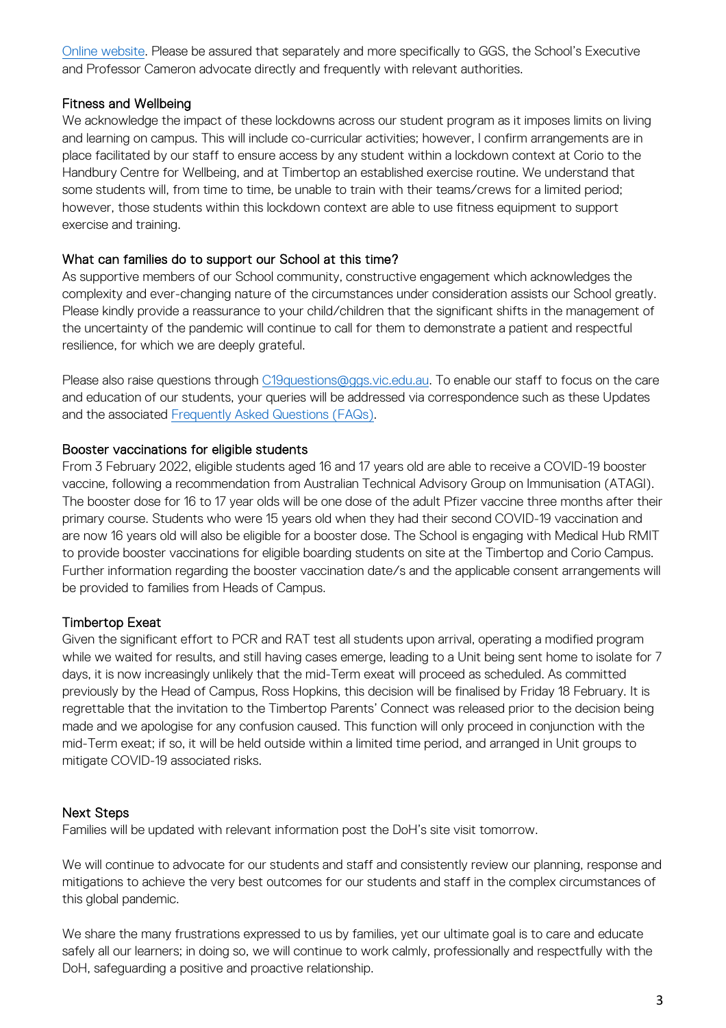Online website. Please be assured that separately and more specifically to GGS, the School's Executive and Professor Cameron advocate directly and frequently with relevant authorities.

### Fitness and Wellbeing

We acknowledge the impact of these lockdowns across our student program as it imposes limits on living and learning on campus. This will include co-curricular activities; however, I confirm arrangements are in place facilitated by our staff to ensure access by any student within a lockdown context at Corio to the Handbury Centre for Wellbeing, and at Timbertop an established exercise routine. We understand that some students will, from time to time, be unable to train with their teams/crews for a limited period; however, those students within this lockdown context are able to use fitness equipment to support exercise and training.

### What can families do to support our School at this time?

As supportive members of our School community, constructive engagement which acknowledges the complexity and ever-changing nature of the circumstances under consideration assists our School greatly. Please kindly provide a reassurance to your child/children that the significant shifts in the management of the uncertainty of the pandemic will continue to call for them to demonstrate a patient and respectful resilience, for which we are deeply grateful.

Please also raise questions through C19questions@ggs.vic.edu.au. To enable our staff to focus on the care and education of our students, your queries will be addressed via correspondence such as these Updates and the associated Frequently Asked Questions (FAQs).

### Booster vaccinations for eligible students

From 3 February 2022, eligible students aged 16 and 17 years old are able to receive a COVID-19 booster vaccine, following a recommendation from Australian Technical Advisory Group on Immunisation (ATAGI). The booster dose for 16 to 17 year olds will be one dose of the adult Pfizer vaccine three months after their primary course. Students who were 15 years old when they had their second COVID-19 vaccination and are now 16 years old will also be eligible for a booster dose. The School is engaging with Medical Hub RMIT to provide booster vaccinations for eligible boarding students on site at the Timbertop and Corio Campus. Further information regarding the booster vaccination date/s and the applicable consent arrangements will be provided to families from Heads of Campus.

### Timbertop Exeat

Given the significant effort to PCR and RAT test all students upon arrival, operating a modified program while we waited for results, and still having cases emerge, leading to a Unit being sent home to isolate for 7 days, it is now increasingly unlikely that the mid-Term exeat will proceed as scheduled. As committed previously by the Head of Campus, Ross Hopkins, this decision will be finalised by Friday 18 February. It is regrettable that the invitation to the Timbertop Parents' Connect was released prior to the decision being made and we apologise for any confusion caused. This function will only proceed in conjunction with the mid-Term exeat; if so, it will be held outside within a limited time period, and arranged in Unit groups to mitigate COVID-19 associated risks.

### Next Steps

Families will be updated with relevant information post the DoH's site visit tomorrow.

We will continue to advocate for our students and staff and consistently review our planning, response and mitigations to achieve the very best outcomes for our students and staff in the complex circumstances of this global pandemic.

We share the many frustrations expressed to us by families, yet our ultimate goal is to care and educate safely all our learners; in doing so, we will continue to work calmly, professionally and respectfully with the DoH, safeguarding a positive and proactive relationship.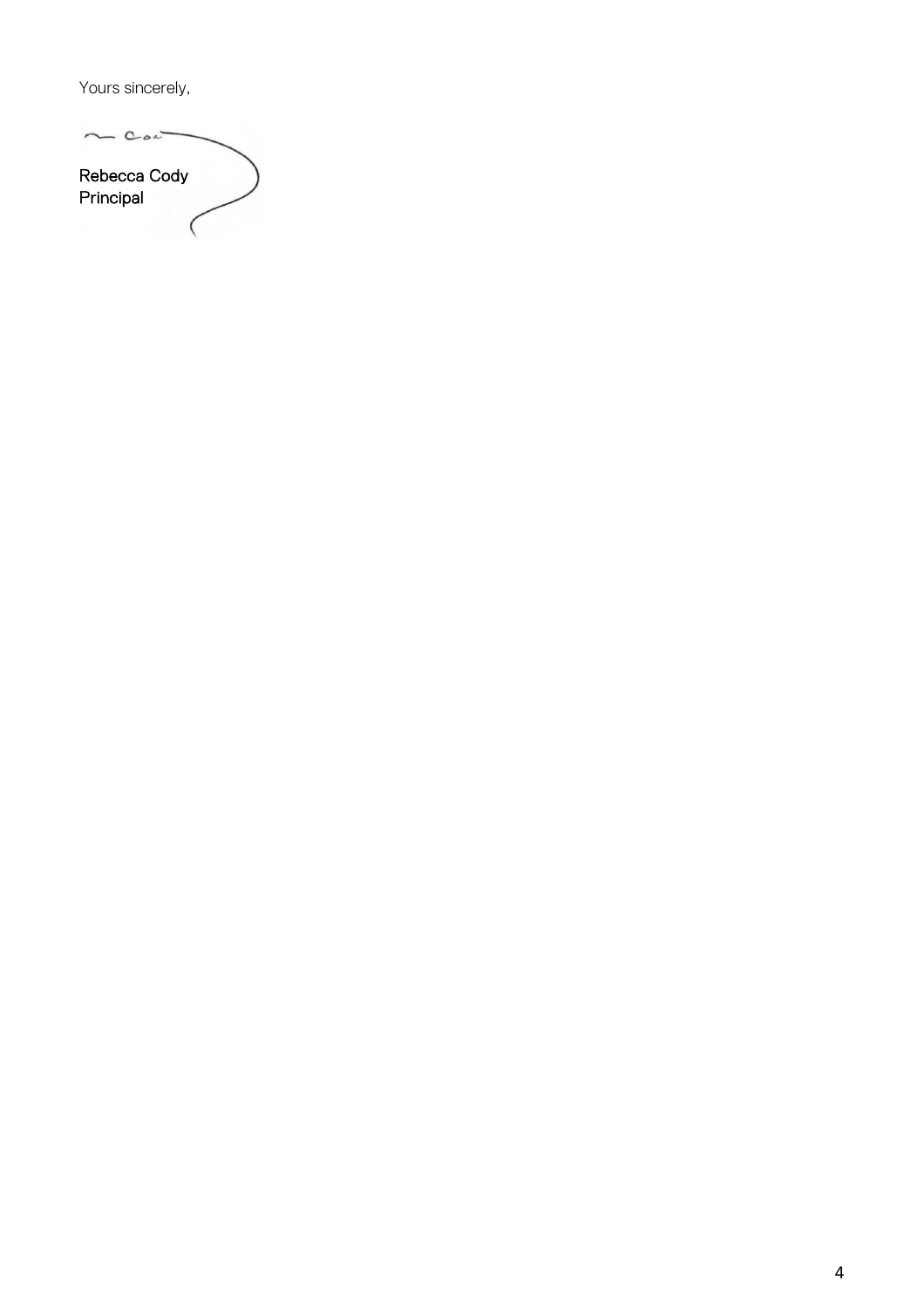Yours sincerely,

Rebecca Cody
Principal